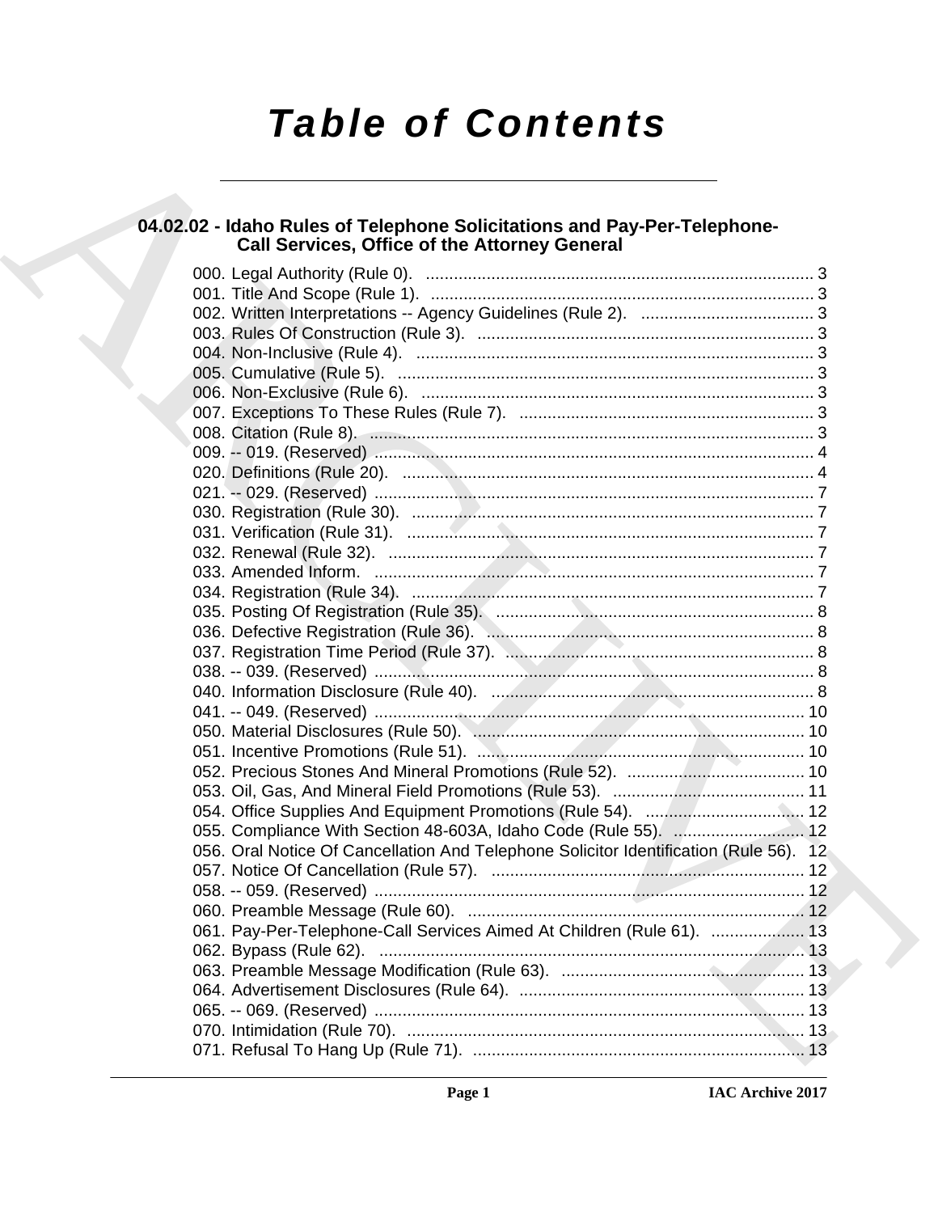# Table of Contents

## 04.02.02 - Idaho Rules of Telephone Solicitations and Pay-Per-Telephone-Call Services, Office of the Attorney General

000. Legal Authority (Rule 0). ... 3
001. Title And Scope (Rule 1). ... 3
002. Written Interpretations -- Agency Guidelines (Rule 2). ... 3
003. Rules Of Construction (Rule 3). ... 3
004. Non-Inclusive (Rule 4). ... 3
005. Cumulative (Rule 5). ... 3
006. Non-Exclusive (Rule 6). ... 3
007. Exceptions To These Rules (Rule 7). ... 3
008. Citation (Rule 8). ... 3
009. -- 019. (Reserved) ... 4
020. Definitions (Rule 20). ... 4
021. -- 029. (Reserved) ... 7
030. Registration (Rule 30). ... 7
031. Verification (Rule 31). ... 7
032. Renewal (Rule 32). ... 7
033. Amended Inform. ... 7
034. Registration (Rule 34). ... 7
035. Posting Of Registration (Rule 35). ... 8
036. Defective Registration (Rule 36). ... 8
037. Registration Time Period (Rule 37). ... 8
038. -- 039. (Reserved) ... 8
040. Information Disclosure (Rule 40). ... 8
041. -- 049. (Reserved) ... 10
050. Material Disclosures (Rule 50). ... 10
051. Incentive Promotions (Rule 51). ... 10
052. Precious Stones And Mineral Promotions (Rule 52). ... 10
053. Oil, Gas, And Mineral Field Promotions (Rule 53). ... 11
054. Office Supplies And Equipment Promotions (Rule 54). ... 12
055. Compliance With Section 48-603A, Idaho Code (Rule 55). ... 12
056. Oral Notice Of Cancellation And Telephone Solicitor Identification (Rule 56). ... 12
057. Notice Of Cancellation (Rule 57). ... 12
058. -- 059. (Reserved) ... 12
060. Preamble Message (Rule 60). ... 12
061. Pay-Per-Telephone-Call Services Aimed At Children (Rule 61). ... 13
062. Bypass (Rule 62). ... 13
063. Preamble Message Modification (Rule 63). ... 13
064. Advertisement Disclosures (Rule 64). ... 13
065. -- 069. (Reserved) ... 13
070. Intimidation (Rule 70). ... 13
071. Refusal To Hang Up (Rule 71). ... 13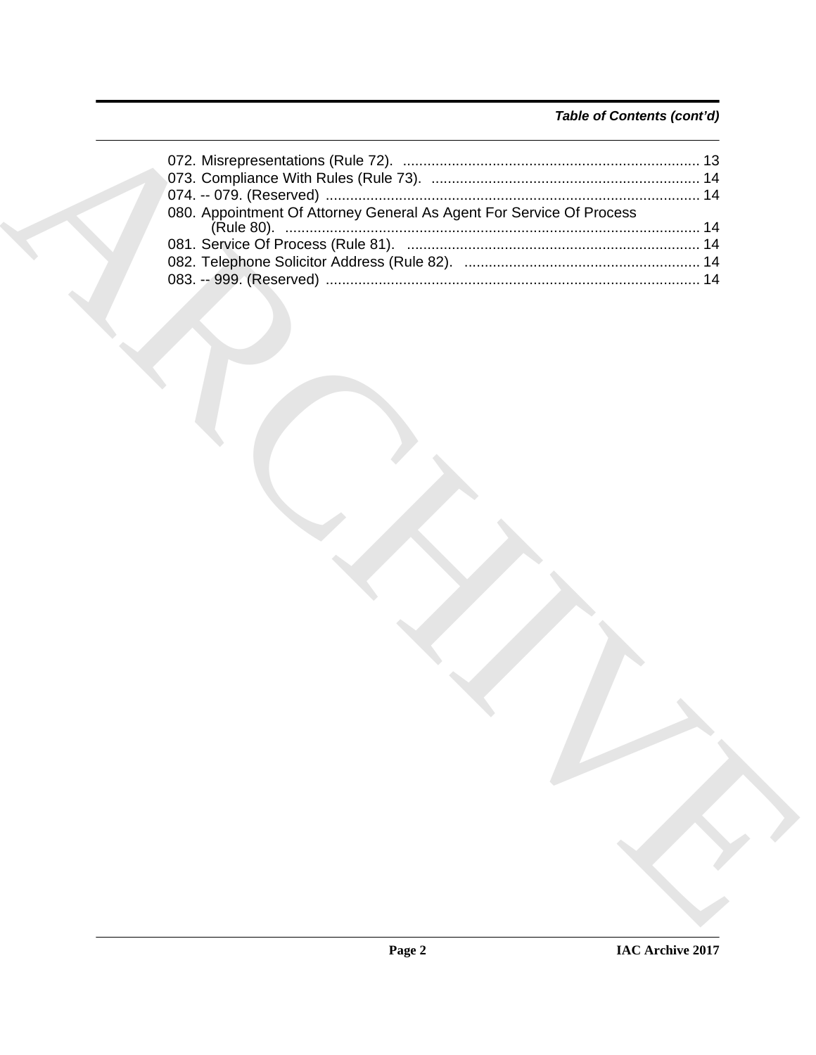*Table of Contents (cont'd)*

072. Misrepresentations (Rule 72). ........................................................................ 13
073. Compliance With Rules (Rule 73). ................................................................. 14
074. -- 079. (Reserved) .......................................................................................... 14
080. Appointment Of Attorney General As Agent For Service Of Process (Rule 80). ...................................................................................................... 14
081. Service Of Process (Rule 81). ....................................................................... 14
082. Telephone Solicitor Address (Rule 82). .......................................................... 14
083. -- 999. (Reserved) .......................................................................................... 14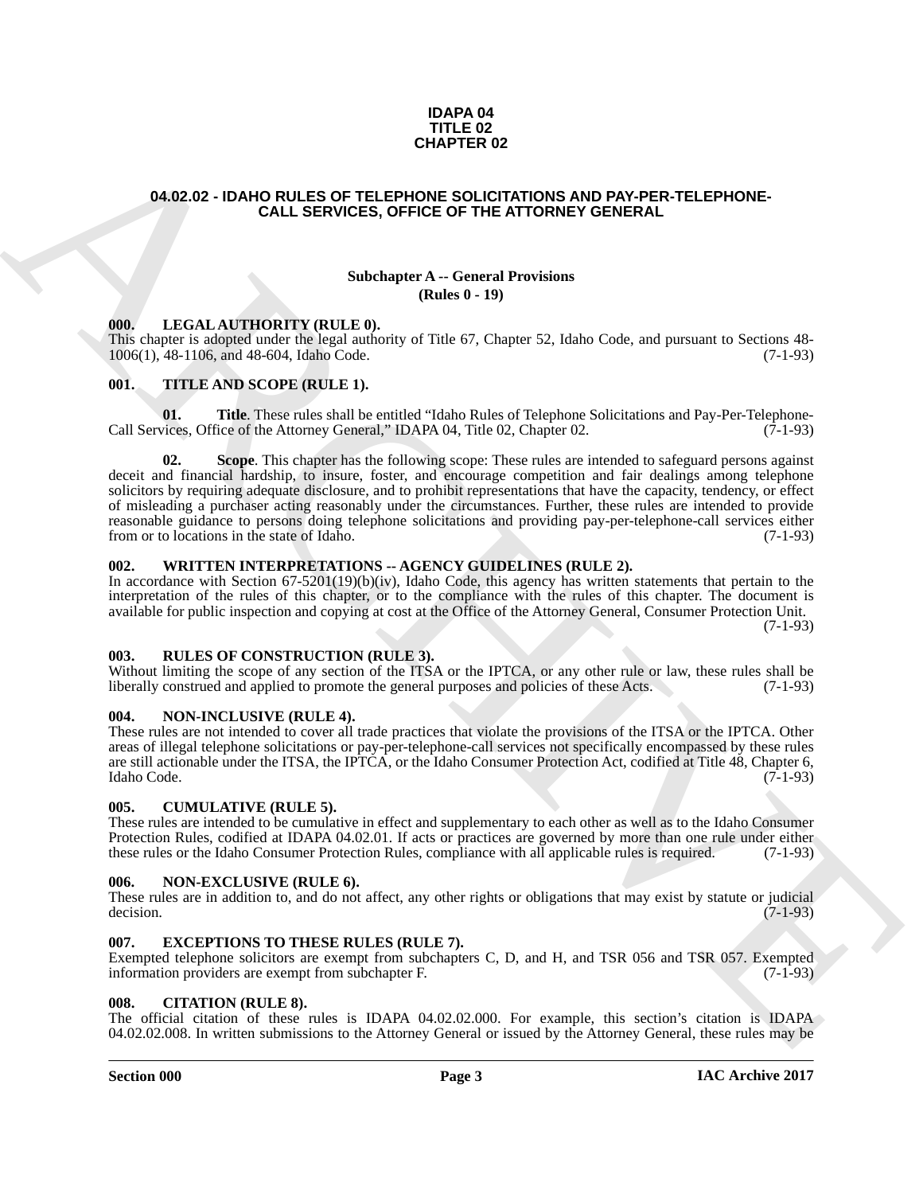# IDAPA 04
# TITLE 02
# CHAPTER 02

## 04.02.02 - IDAHO RULES OF TELEPHONE SOLICITATIONS AND PAY-PER-TELEPHONE-CALL SERVICES, OFFICE OF THE ATTORNEY GENERAL

### Subchapter A -- General Provisions
### (Rules 0 - 19)

**000. LEGAL AUTHORITY (RULE 0).**
This chapter is adopted under the legal authority of Title 67, Chapter 52, Idaho Code, and pursuant to Sections 48-1006(1), 48-1106, and 48-604, Idaho Code. (7-1-93)

**001. TITLE AND SCOPE (RULE 1).**

**01. Title**. These rules shall be entitled "Idaho Rules of Telephone Solicitations and Pay-Per-Telephone-Call Services, Office of the Attorney General," IDAPA 04, Title 02, Chapter 02. (7-1-93)

**02. Scope**. This chapter has the following scope: These rules are intended to safeguard persons against deceit and financial hardship, to insure, foster, and encourage competition and fair dealings among telephone solicitors by requiring adequate disclosure, and to prohibit representations that have the capacity, tendency, or effect of misleading a purchaser acting reasonably under the circumstances. Further, these rules are intended to provide reasonable guidance to persons doing telephone solicitations and providing pay-per-telephone-call services either from or to locations in the state of Idaho. (7-1-93)

**002. WRITTEN INTERPRETATIONS -- AGENCY GUIDELINES (RULE 2).**
In accordance with Section 67-5201(19)(b)(iv), Idaho Code, this agency has written statements that pertain to the interpretation of the rules of this chapter, or to the compliance with the rules of this chapter. The document is available for public inspection and copying at cost at the Office of the Attorney General, Consumer Protection Unit. (7-1-93)

**003. RULES OF CONSTRUCTION (RULE 3).**
Without limiting the scope of any section of the ITSA or the IPTCA, or any other rule or law, these rules shall be liberally construed and applied to promote the general purposes and policies of these Acts. (7-1-93)

**004. NON-INCLUSIVE (RULE 4).**
These rules are not intended to cover all trade practices that violate the provisions of the ITSA or the IPTCA. Other areas of illegal telephone solicitations or pay-per-telephone-call services not specifically encompassed by these rules are still actionable under the ITSA, the IPTCA, or the Idaho Consumer Protection Act, codified at Title 48, Chapter 6, Idaho Code. (7-1-93)

**005. CUMULATIVE (RULE 5).**
These rules are intended to be cumulative in effect and supplementary to each other as well as to the Idaho Consumer Protection Rules, codified at IDAPA 04.02.01. If acts or practices are governed by more than one rule under either these rules or the Idaho Consumer Protection Rules, compliance with all applicable rules is required. (7-1-93)

**006. NON-EXCLUSIVE (RULE 6).**
These rules are in addition to, and do not affect, any other rights or obligations that may exist by statute or judicial decision. (7-1-93)

**007. EXCEPTIONS TO THESE RULES (RULE 7).**
Exempted telephone solicitors are exempt from subchapters C, D, and H, and TSR 056 and TSR 057. Exempted information providers are exempt from subchapter F. (7-1-93)

**008. CITATION (RULE 8).**
The official citation of these rules is IDAPA 04.02.02.000. For example, this section's citation is IDAPA 04.02.02.008. In written submissions to the Attorney General or issued by the Attorney General, these rules may be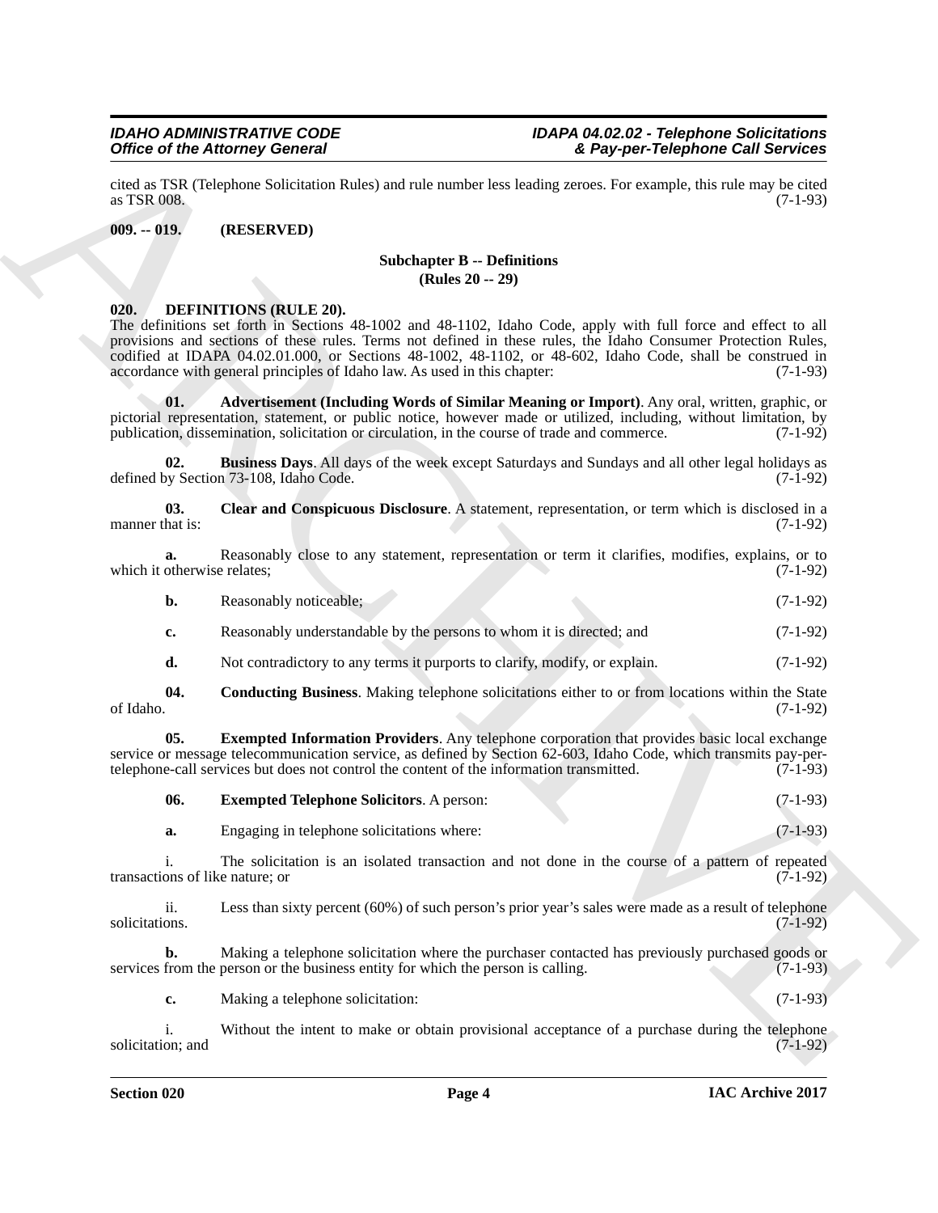cited as TSR (Telephone Solicitation Rules) and rule number less leading zeroes. For example, this rule may be cited as TSR 008. (7-1-93)

**009. -- 019. (RESERVED)**

**Subchapter B -- Definitions**
**(Rules 20 -- 29)**

**020. DEFINITIONS (RULE 20).**

The definitions set forth in Sections 48-1002 and 48-1102, Idaho Code, apply with full force and effect to all provisions and sections of these rules. Terms not defined in these rules, the Idaho Consumer Protection Rules, codified at IDAPA 04.02.01.000, or Sections 48-1002, 48-1102, or 48-602, Idaho Code, shall be construed in accordance with general principles of Idaho law. As used in this chapter: (7-1-93)

**01. Advertisement (Including Words of Similar Meaning or Import)**. Any oral, written, graphic, or pictorial representation, statement, or public notice, however made or utilized, including, without limitation, by publication, dissemination, solicitation or circulation, in the course of trade and commerce. (7-1-92)

**02. Business Days**. All days of the week except Saturdays and Sundays and all other legal holidays as defined by Section 73-108, Idaho Code. (7-1-92)

**03. Clear and Conspicuous Disclosure**. A statement, representation, or term which is disclosed in a manner that is: (7-1-92)

**a.** Reasonably close to any statement, representation or term it clarifies, modifies, explains, or to which it otherwise relates; (7-1-92)

**b.** Reasonably noticeable; (7-1-92)

**c.** Reasonably understandable by the persons to whom it is directed; and (7-1-92)

**d.** Not contradictory to any terms it purports to clarify, modify, or explain. (7-1-92)

**04. Conducting Business**. Making telephone solicitations either to or from locations within the State of Idaho. (7-1-92)

**05. Exempted Information Providers**. Any telephone corporation that provides basic local exchange service or message telecommunication service, as defined by Section 62-603, Idaho Code, which transmits pay-per-telephone-call services but does not control the content of the information transmitted. (7-1-93)

**06. Exempted Telephone Solicitors**. A person: (7-1-93)

**a.** Engaging in telephone solicitations where: (7-1-93)

i. The solicitation is an isolated transaction and not done in the course of a pattern of repeated transactions of like nature; or (7-1-92)

ii. Less than sixty percent (60%) of such person's prior year's sales were made as a result of telephone solicitations. (7-1-92)

**b.** Making a telephone solicitation where the purchaser contacted has previously purchased goods or services from the person or the business entity for which the person is calling. (7-1-93)

**c.** Making a telephone solicitation: (7-1-93)

i. Without the intent to make or obtain provisional acceptance of a purchase during the telephone solicitation; and (7-1-92)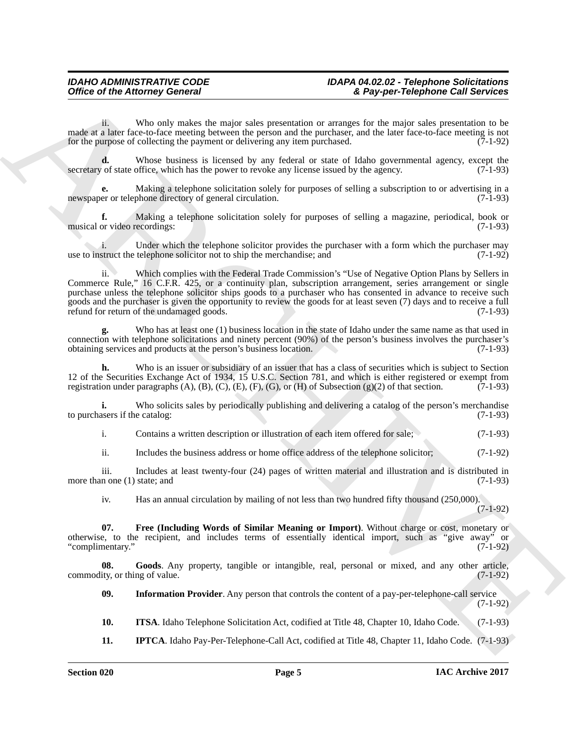ii. Who only makes the major sales presentation or arranges for the major sales presentation to be made at a later face-to-face meeting between the person and the purchaser, and the later face-to-face meeting is not for the purpose of collecting the payment or delivering any item purchased. (7-1-92)

**d.** Whose business is licensed by any federal or state of Idaho governmental agency, except the secretary of state office, which has the power to revoke any license issued by the agency. (7-1-93)

**e.** Making a telephone solicitation solely for purposes of selling a subscription to or advertising in a newspaper or telephone directory of general circulation. (7-1-93)

**f.** Making a telephone solicitation solely for purposes of selling a magazine, periodical, book or musical or video recordings: (7-1-93)

i. Under which the telephone solicitor provides the purchaser with a form which the purchaser may use to instruct the telephone solicitor not to ship the merchandise; and (7-1-92)

ii. Which complies with the Federal Trade Commission's "Use of Negative Option Plans by Sellers in Commerce Rule," 16 C.F.R. 425, or a continuity plan, subscription arrangement, series arrangement or single purchase unless the telephone solicitor ships goods to a purchaser who has consented in advance to receive such goods and the purchaser is given the opportunity to review the goods for at least seven (7) days and to receive a full refund for return of the undamaged goods. (7-1-93)

**g.** Who has at least one (1) business location in the state of Idaho under the same name as that used in connection with telephone solicitations and ninety percent (90%) of the person's business involves the purchaser's obtaining services and products at the person's business location. (7-1-93)

**h.** Who is an issuer or subsidiary of an issuer that has a class of securities which is subject to Section 12 of the Securities Exchange Act of 1934, 15 U.S.C. Section 781, and which is either registered or exempt from registration under paragraphs (A), (B), (C), (E), (F), (G), or (H) of Subsection (g)(2) of that section. (7-1-93)

**i.** Who solicits sales by periodically publishing and delivering a catalog of the person's merchandise to purchasers if the catalog: (7-1-93)

i. Contains a written description or illustration of each item offered for sale; (7-1-93)

ii. Includes the business address or home office address of the telephone solicitor; (7-1-92)

iii. Includes at least twenty-four (24) pages of written material and illustration and is distributed in more than one (1) state; and (7-1-93)

iv. Has an annual circulation by mailing of not less than two hundred fifty thousand (250,000). (7-1-92)

**07. Free (Including Words of Similar Meaning or Import)**. Without charge or cost, monetary or otherwise, to the recipient, and includes terms of essentially identical import, such as "give away" or "complimentary." (7-1-92)

**08. Goods**. Any property, tangible or intangible, real, personal or mixed, and any other article, commodity, or thing of value. (7-1-92)

**09. Information Provider**. Any person that controls the content of a pay-per-telephone-call service (7-1-92)

**10. ITSA**. Idaho Telephone Solicitation Act, codified at Title 48, Chapter 10, Idaho Code. (7-1-93)

**11. IPTCA**. Idaho Pay-Per-Telephone-Call Act, codified at Title 48, Chapter 11, Idaho Code. (7-1-93)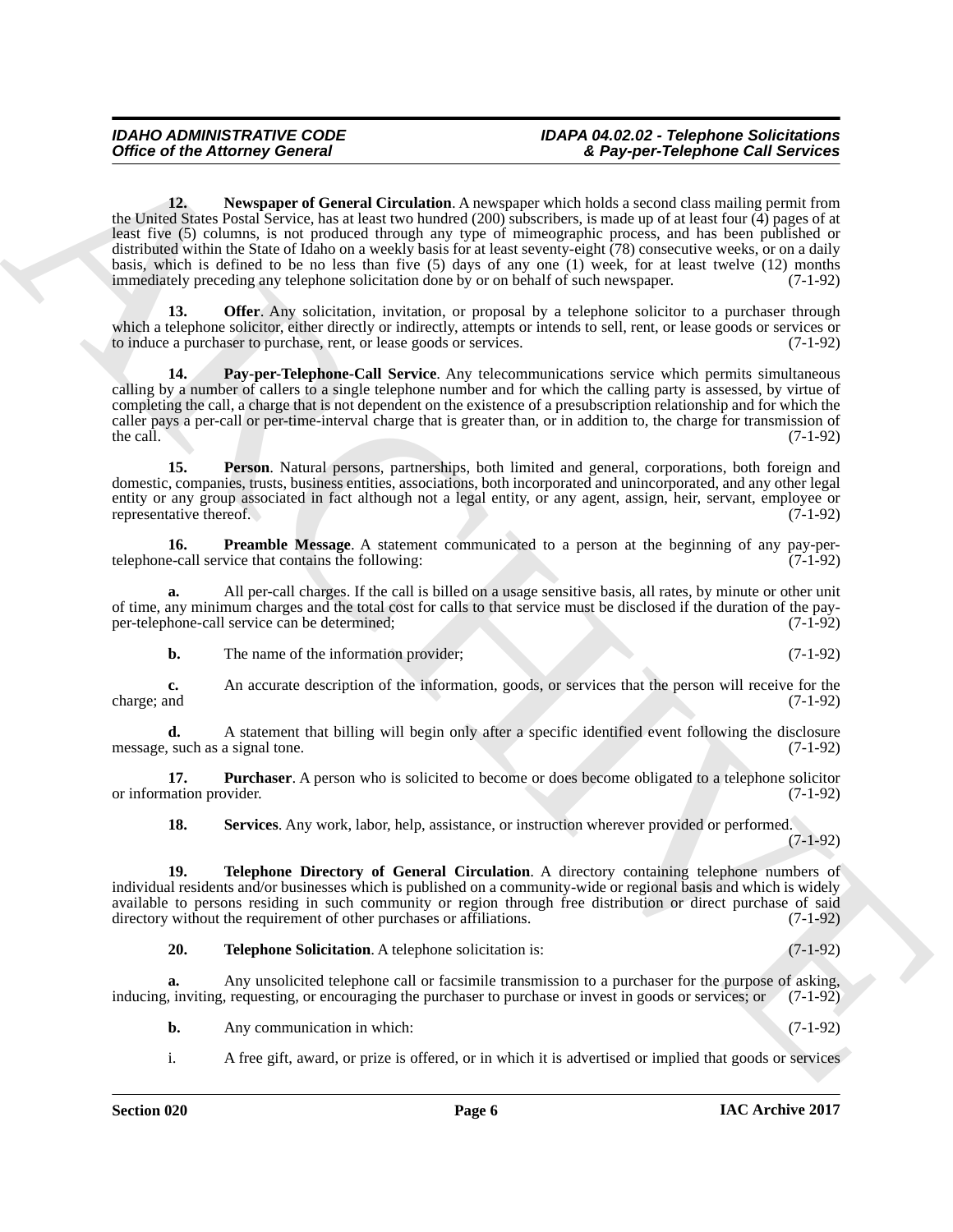**12. Newspaper of General Circulation**. A newspaper which holds a second class mailing permit from the United States Postal Service, has at least two hundred (200) subscribers, is made up of at least four (4) pages of at least five (5) columns, is not produced through any type of mimeographic process, and has been published or distributed within the State of Idaho on a weekly basis for at least seventy-eight (78) consecutive weeks, or on a daily basis, which is defined to be no less than five (5) days of any one (1) week, for at least twelve (12) months immediately preceding any telephone solicitation done by or on behalf of such newspaper. (7-1-92)

**13. Offer**. Any solicitation, invitation, or proposal by a telephone solicitor to a purchaser through which a telephone solicitor, either directly or indirectly, attempts or intends to sell, rent, or lease goods or services or to induce a purchaser to purchase, rent, or lease goods or services. (7-1-92)

**14. Pay-per-Telephone-Call Service**. Any telecommunications service which permits simultaneous calling by a number of callers to a single telephone number and for which the calling party is assessed, by virtue of completing the call, a charge that is not dependent on the existence of a presubscription relationship and for which the caller pays a per-call or per-time-interval charge that is greater than, or in addition to, the charge for transmission of the call. (7-1-92)

**15. Person**. Natural persons, partnerships, both limited and general, corporations, both foreign and domestic, companies, trusts, business entities, associations, both incorporated and unincorporated, and any other legal entity or any group associated in fact although not a legal entity, or any agent, assign, heir, servant, employee or representative thereof. (7-1-92)

**16. Preamble Message**. A statement communicated to a person at the beginning of any pay-per-telephone-call service that contains the following: (7-1-92)

**a.** All per-call charges. If the call is billed on a usage sensitive basis, all rates, by minute or other unit of time, any minimum charges and the total cost for calls to that service must be disclosed if the duration of the pay-per-telephone-call service can be determined; (7-1-92)

**b.** The name of the information provider; (7-1-92)

**c.** An accurate description of the information, goods, or services that the person will receive for the charge; and (7-1-92)

**d.** A statement that billing will begin only after a specific identified event following the disclosure message, such as a signal tone. (7-1-92)

**17. Purchaser**. A person who is solicited to become or does become obligated to a telephone solicitor or information provider. (7-1-92)

**18. Services**. Any work, labor, help, assistance, or instruction wherever provided or performed. (7-1-92)

**19. Telephone Directory of General Circulation**. A directory containing telephone numbers of individual residents and/or businesses which is published on a community-wide or regional basis and which is widely available to persons residing in such community or region through free distribution or direct purchase of said directory without the requirement of other purchases or affiliations. (7-1-92)

**20. Telephone Solicitation**. A telephone solicitation is: (7-1-92)

**a.** Any unsolicited telephone call or facsimile transmission to a purchaser for the purpose of asking, inducing, inviting, requesting, or encouraging the purchaser to purchase or invest in goods or services; or (7-1-92)

**b.** Any communication in which: (7-1-92)

i. A free gift, award, or prize is offered, or in which it is advertised or implied that goods or services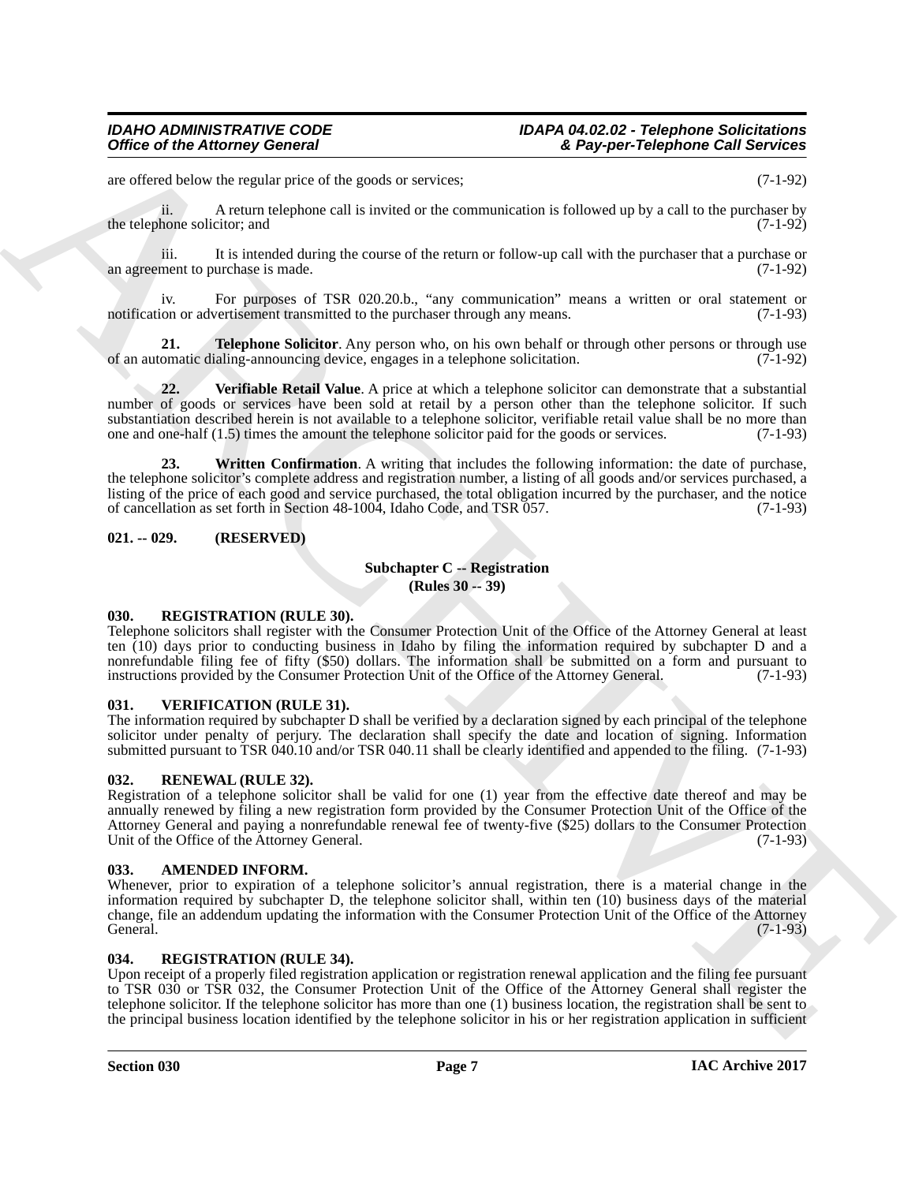are offered below the regular price of the goods or services; (7-1-92)

ii. A return telephone call is invited or the communication is followed up by a call to the purchaser by the telephone solicitor; and (7-1-92)

iii. It is intended during the course of the return or follow-up call with the purchaser that a purchase or an agreement to purchase is made. (7-1-92)

iv. For purposes of TSR 020.20.b., "any communication" means a written or oral statement or notification or advertisement transmitted to the purchaser through any means. (7-1-93)

**21. Telephone Solicitor**. Any person who, on his own behalf or through other persons or through use of an automatic dialing-announcing device, engages in a telephone solicitation. (7-1-92)

**22. Verifiable Retail Value**. A price at which a telephone solicitor can demonstrate that a substantial number of goods or services have been sold at retail by a person other than the telephone solicitor. If such substantiation described herein is not available to a telephone solicitor, verifiable retail value shall be no more than one and one-half (1.5) times the amount the telephone solicitor paid for the goods or services. (7-1-93)

**23. Written Confirmation**. A writing that includes the following information: the date of purchase, the telephone solicitor's complete address and registration number, a listing of all goods and/or services purchased, a listing of the price of each good and service purchased, the total obligation incurred by the purchaser, and the notice of cancellation as set forth in Section 48-1004, Idaho Code, and TSR 057. (7-1-93)

**021. -- 029. (RESERVED)**

## Subchapter C -- Registration
## (Rules 30 -- 39)

### 030. REGISTRATION (RULE 30).

Telephone solicitors shall register with the Consumer Protection Unit of the Office of the Attorney General at least ten (10) days prior to conducting business in Idaho by filing the information required by subchapter D and a nonrefundable filing fee of fifty ($50) dollars. The information shall be submitted on a form and pursuant to instructions provided by the Consumer Protection Unit of the Office of the Attorney General. (7-1-93)

### 031. VERIFICATION (RULE 31).

The information required by subchapter D shall be verified by a declaration signed by each principal of the telephone solicitor under penalty of perjury. The declaration shall specify the date and location of signing. Information submitted pursuant to TSR 040.10 and/or TSR 040.11 shall be clearly identified and appended to the filing. (7-1-93)

### 032. RENEWAL (RULE 32).

Registration of a telephone solicitor shall be valid for one (1) year from the effective date thereof and may be annually renewed by filing a new registration form provided by the Consumer Protection Unit of the Office of the Attorney General and paying a nonrefundable renewal fee of twenty-five ($25) dollars to the Consumer Protection Unit of the Office of the Attorney General. (7-1-93)

### 033. AMENDED INFORM.

Whenever, prior to expiration of a telephone solicitor's annual registration, there is a material change in the information required by subchapter D, the telephone solicitor shall, within ten (10) business days of the material change, file an addendum updating the information with the Consumer Protection Unit of the Office of the Attorney General. (7-1-93)

### 034. REGISTRATION (RULE 34).

Upon receipt of a properly filed registration application or registration renewal application and the filing fee pursuant to TSR 030 or TSR 032, the Consumer Protection Unit of the Office of the Attorney General shall register the telephone solicitor. If the telephone solicitor has more than one (1) business location, the registration shall be sent to the principal business location identified by the telephone solicitor in his or her registration application in sufficient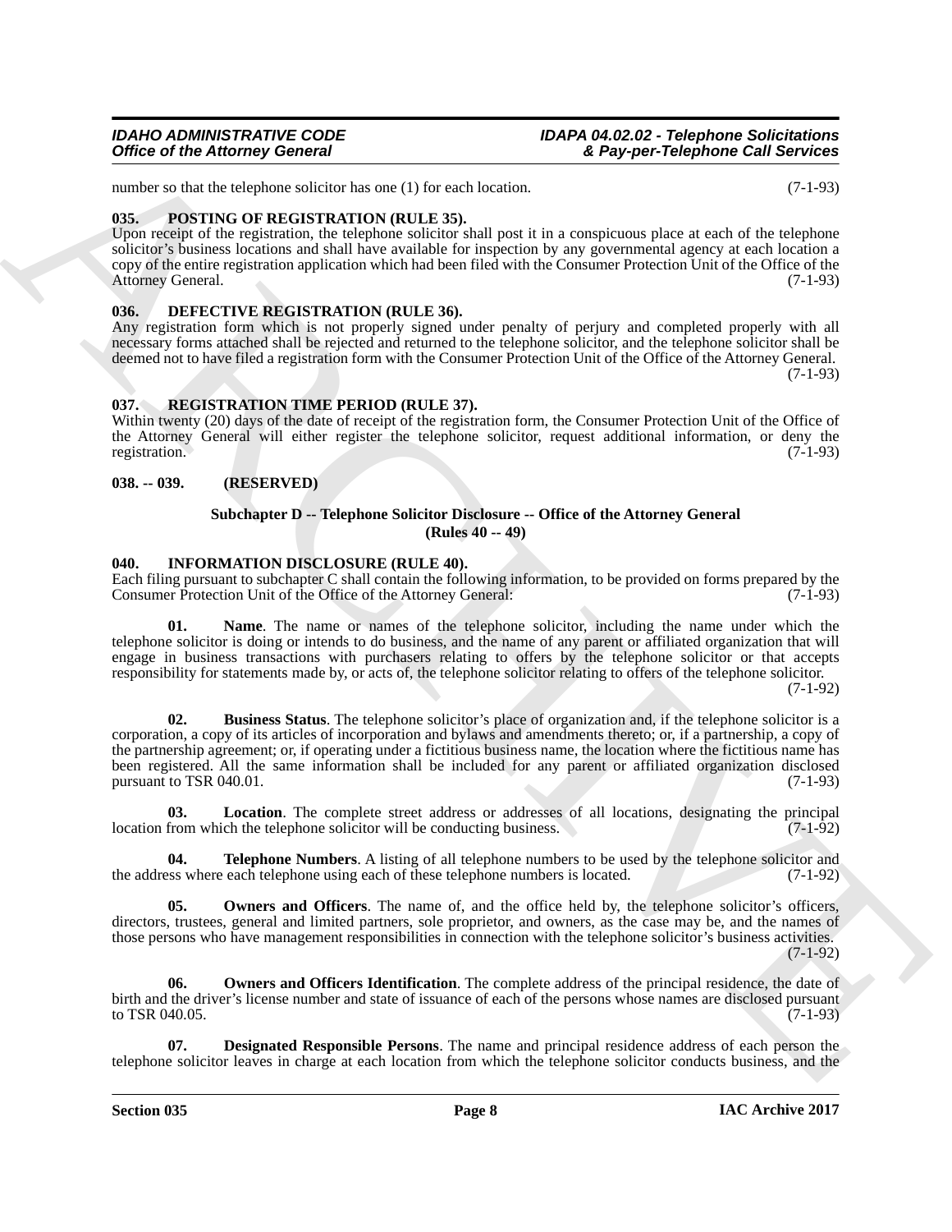number so that the telephone solicitor has one (1) for each location. (7-1-93)

### 035. POSTING OF REGISTRATION (RULE 35).

Upon receipt of the registration, the telephone solicitor shall post it in a conspicuous place at each of the telephone solicitor's business locations and shall have available for inspection by any governmental agency at each location a copy of the entire registration application which had been filed with the Consumer Protection Unit of the Office of the Attorney General. (7-1-93)

### 036. DEFECTIVE REGISTRATION (RULE 36).

Any registration form which is not properly signed under penalty of perjury and completed properly with all necessary forms attached shall be rejected and returned to the telephone solicitor, and the telephone solicitor shall be deemed not to have filed a registration form with the Consumer Protection Unit of the Office of the Attorney General. (7-1-93)

### 037. REGISTRATION TIME PERIOD (RULE 37).

Within twenty (20) days of the date of receipt of the registration form, the Consumer Protection Unit of the Office of the Attorney General will either register the telephone solicitor, request additional information, or deny the registration. (7-1-93)

### 038. -- 039. (RESERVED)

## Subchapter D -- Telephone Solicitor Disclosure -- Office of the Attorney General (Rules 40 -- 49)

### 040. INFORMATION DISCLOSURE (RULE 40).

Each filing pursuant to subchapter C shall contain the following information, to be provided on forms prepared by the Consumer Protection Unit of the Office of the Attorney General: (7-1-93)

**01. Name**. The name or names of the telephone solicitor, including the name under which the telephone solicitor is doing or intends to do business, and the name of any parent or affiliated organization that will engage in business transactions with purchasers relating to offers by the telephone solicitor or that accepts responsibility for statements made by, or acts of, the telephone solicitor relating to offers of the telephone solicitor. (7-1-92)

**02. Business Status**. The telephone solicitor's place of organization and, if the telephone solicitor is a corporation, a copy of its articles of incorporation and bylaws and amendments thereto; or, if a partnership, a copy of the partnership agreement; or, if operating under a fictitious business name, the location where the fictitious name has been registered. All the same information shall be included for any parent or affiliated organization disclosed pursuant to TSR 040.01. (7-1-93)

**03. Location**. The complete street address or addresses of all locations, designating the principal location from which the telephone solicitor will be conducting business. (7-1-92)

**04. Telephone Numbers**. A listing of all telephone numbers to be used by the telephone solicitor and the address where each telephone using each of these telephone numbers is located. (7-1-92)

**05. Owners and Officers**. The name of, and the office held by, the telephone solicitor's officers, directors, trustees, general and limited partners, sole proprietor, and owners, as the case may be, and the names of those persons who have management responsibilities in connection with the telephone solicitor's business activities. (7-1-92)

**06. Owners and Officers Identification**. The complete address of the principal residence, the date of birth and the driver's license number and state of issuance of each of the persons whose names are disclosed pursuant to TSR 040.05. (7-1-93)

**07. Designated Responsible Persons**. The name and principal residence address of each person the telephone solicitor leaves in charge at each location from which the telephone solicitor conducts business, and the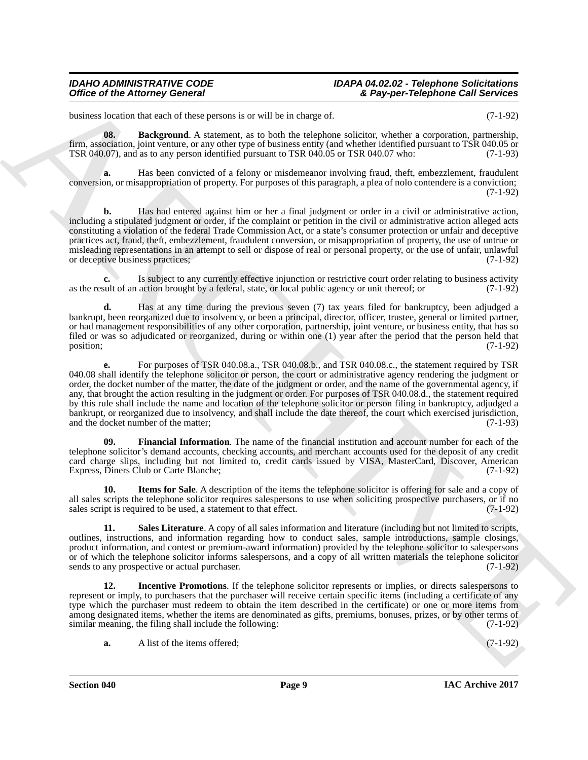business location that each of these persons is or will be in charge of. (7-1-92)

**08. Background**. A statement, as to both the telephone solicitor, whether a corporation, partnership, firm, association, joint venture, or any other type of business entity (and whether identified pursuant to TSR 040.05 or TSR 040.07), and as to any person identified pursuant to TSR 040.05 or TSR 040.07 who: (7-1-93)

**a.** Has been convicted of a felony or misdemeanor involving fraud, theft, embezzlement, fraudulent conversion, or misappropriation of property. For purposes of this paragraph, a plea of nolo contendere is a conviction; (7-1-92)

**b.** Has had entered against him or her a final judgment or order in a civil or administrative action, including a stipulated judgment or order, if the complaint or petition in the civil or administrative action alleged acts constituting a violation of the federal Trade Commission Act, or a state's consumer protection or unfair and deceptive practices act, fraud, theft, embezzlement, fraudulent conversion, or misappropriation of property, the use of untrue or misleading representations in an attempt to sell or dispose of real or personal property, or the use of unfair, unlawful or deceptive business practices; (7-1-92)

**c.** Is subject to any currently effective injunction or restrictive court order relating to business activity as the result of an action brought by a federal, state, or local public agency or unit thereof; or (7-1-92)

**d.** Has at any time during the previous seven (7) tax years filed for bankruptcy, been adjudged a bankrupt, been reorganized due to insolvency, or been a principal, director, officer, trustee, general or limited partner, or had management responsibilities of any other corporation, partnership, joint venture, or business entity, that has so filed or was so adjudicated or reorganized, during or within one (1) year after the period that the person held that position; (7-1-92)

**e.** For purposes of TSR 040.08.a., TSR 040.08.b., and TSR 040.08.c., the statement required by TSR 040.08 shall identify the telephone solicitor or person, the court or administrative agency rendering the judgment or order, the docket number of the matter, the date of the judgment or order, and the name of the governmental agency, if any, that brought the action resulting in the judgment or order. For purposes of TSR 040.08.d., the statement required by this rule shall include the name and location of the telephone solicitor or person filing in bankruptcy, adjudged a bankrupt, or reorganized due to insolvency, and shall include the date thereof, the court which exercised jurisdiction, and the docket number of the matter; (7-1-93)

**09. Financial Information**. The name of the financial institution and account number for each of the telephone solicitor's demand accounts, checking accounts, and merchant accounts used for the deposit of any credit card charge slips, including but not limited to, credit cards issued by VISA, MasterCard, Discover, American Express, Diners Club or Carte Blanche; (7-1-92)

**10. Items for Sale**. A description of the items the telephone solicitor is offering for sale and a copy of all sales scripts the telephone solicitor requires salespersons to use when soliciting prospective purchasers, or if no sales script is required to be used, a statement to that effect. (7-1-92)

**11. Sales Literature**. A copy of all sales information and literature (including but not limited to scripts, outlines, instructions, and information regarding how to conduct sales, sample introductions, sample closings, product information, and contest or premium-award information) provided by the telephone solicitor to salespersons or of which the telephone solicitor informs salespersons, and a copy of all written materials the telephone solicitor sends to any prospective or actual purchaser. (7-1-92)

**12. Incentive Promotions**. If the telephone solicitor represents or implies, or directs salespersons to represent or imply, to purchasers that the purchaser will receive certain specific items (including a certificate of any type which the purchaser must redeem to obtain the item described in the certificate) or one or more items from among designated items, whether the items are denominated as gifts, premiums, bonuses, prizes, or by other terms of similar meaning, the filing shall include the following: (7-1-92)

**a.** A list of the items offered; (7-1-92)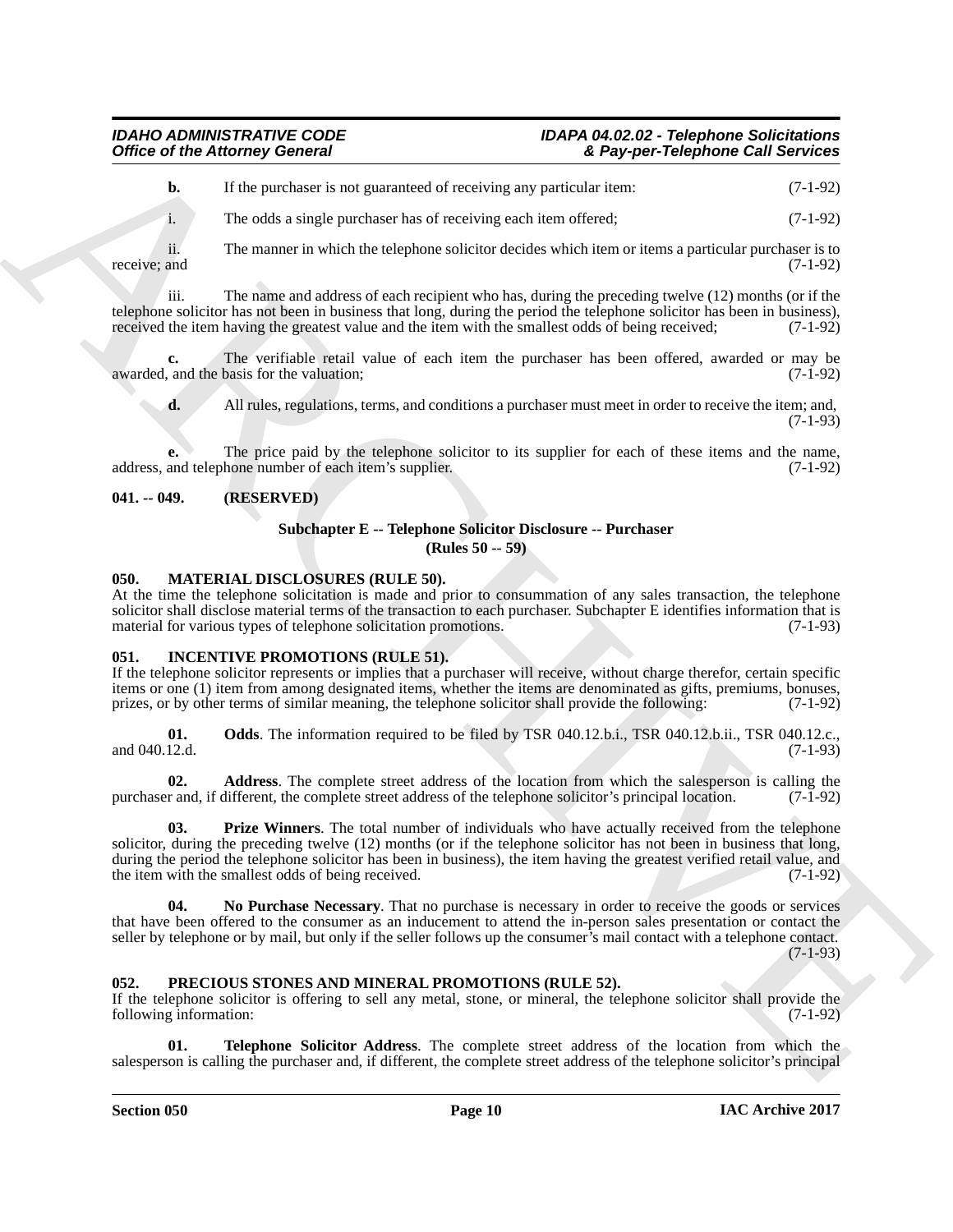**b.** If the purchaser is not guaranteed of receiving any particular item: (7-1-92)

i. The odds a single purchaser has of receiving each item offered; (7-1-92)

ii. The manner in which the telephone solicitor decides which item or items a particular purchaser is to receive; and (7-1-92)

iii. The name and address of each recipient who has, during the preceding twelve (12) months (or if the telephone solicitor has not been in business that long, during the period the telephone solicitor has been in business), received the item having the greatest value and the item with the smallest odds of being received; (7-1-92)

**c.** The verifiable retail value of each item the purchaser has been offered, awarded or may be awarded, and the basis for the valuation; (7-1-92)

**d.** All rules, regulations, terms, and conditions a purchaser must meet in order to receive the item; and, (7-1-93)

**e.** The price paid by the telephone solicitor to its supplier for each of these items and the name, address, and telephone number of each item's supplier. (7-1-92)

### 041. -- 049. (RESERVED)

## Subchapter E -- Telephone Solicitor Disclosure -- Purchaser (Rules 50 -- 59)

### 050. MATERIAL DISCLOSURES (RULE 50).

At the time the telephone solicitation is made and prior to consummation of any sales transaction, the telephone solicitor shall disclose material terms of the transaction to each purchaser. Subchapter E identifies information that is material for various types of telephone solicitation promotions. (7-1-93)

### 051. INCENTIVE PROMOTIONS (RULE 51).

If the telephone solicitor represents or implies that a purchaser will receive, without charge therefor, certain specific items or one (1) item from among designated items, whether the items are denominated as gifts, premiums, bonuses, prizes, or by other terms of similar meaning, the telephone solicitor shall provide the following: (7-1-92)

**01. Odds**. The information required to be filed by TSR 040.12.b.i., TSR 040.12.b.ii., TSR 040.12.c., and 040.12.d. (7-1-93)

**02. Address**. The complete street address of the location from which the salesperson is calling the purchaser and, if different, the complete street address of the telephone solicitor's principal location. (7-1-92)

**03. Prize Winners**. The total number of individuals who have actually received from the telephone solicitor, during the preceding twelve (12) months (or if the telephone solicitor has not been in business that long, during the period the telephone solicitor has been in business), the item having the greatest verified retail value, and the item with the smallest odds of being received. (7-1-92)

**04. No Purchase Necessary**. That no purchase is necessary in order to receive the goods or services that have been offered to the consumer as an inducement to attend the in-person sales presentation or contact the seller by telephone or by mail, but only if the seller follows up the consumer's mail contact with a telephone contact. (7-1-93)

### 052. PRECIOUS STONES AND MINERAL PROMOTIONS (RULE 52).

If the telephone solicitor is offering to sell any metal, stone, or mineral, the telephone solicitor shall provide the following information: (7-1-92)

**01. Telephone Solicitor Address**. The complete street address of the location from which the salesperson is calling the purchaser and, if different, the complete street address of the telephone solicitor's principal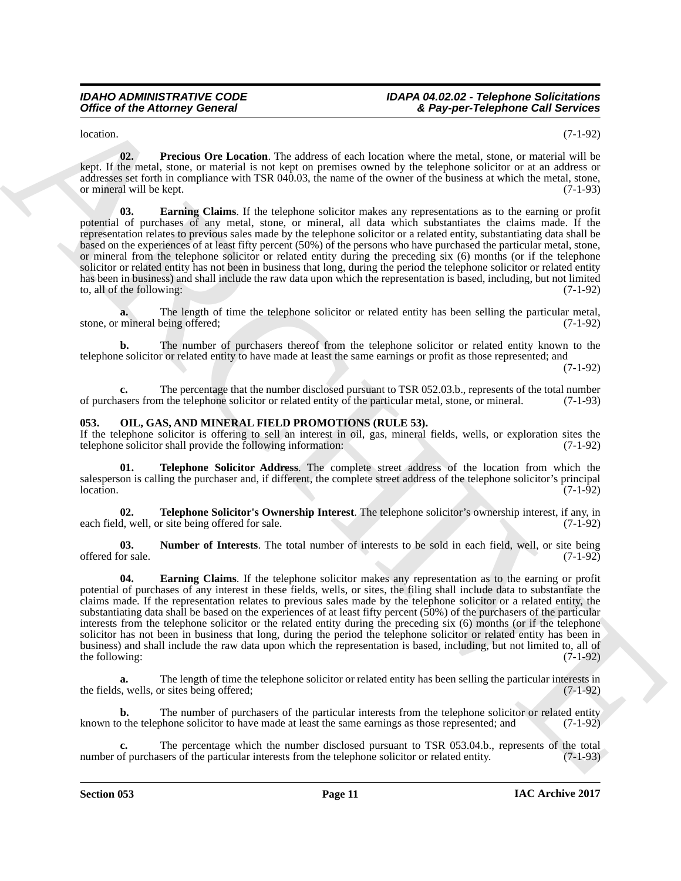location. (7-1-92)

**02. Precious Ore Location**. The address of each location where the metal, stone, or material will be kept. If the metal, stone, or material is not kept on premises owned by the telephone solicitor or at an address or addresses set forth in compliance with TSR 040.03, the name of the owner of the business at which the metal, stone, or mineral will be kept. (7-1-93)

**03. Earning Claims**. If the telephone solicitor makes any representations as to the earning or profit potential of purchases of any metal, stone, or mineral, all data which substantiates the claims made. If the representation relates to previous sales made by the telephone solicitor or a related entity, substantiating data shall be based on the experiences of at least fifty percent (50%) of the persons who have purchased the particular metal, stone, or mineral from the telephone solicitor or related entity during the preceding six (6) months (or if the telephone solicitor or related entity has not been in business that long, during the period the telephone solicitor or related entity has been in business) and shall include the raw data upon which the representation is based, including, but not limited to, all of the following: (7-1-92)

**a.** The length of time the telephone solicitor or related entity has been selling the particular metal, stone, or mineral being offered; (7-1-92)

**b.** The number of purchasers thereof from the telephone solicitor or related entity known to the telephone solicitor or related entity to have made at least the same earnings or profit as those represented; and (7-1-92)

**c.** The percentage that the number disclosed pursuant to TSR 052.03.b., represents of the total number of purchasers from the telephone solicitor or related entity of the particular metal, stone, or mineral. (7-1-93)

## 053. OIL, GAS, AND MINERAL FIELD PROMOTIONS (RULE 53).

If the telephone solicitor is offering to sell an interest in oil, gas, mineral fields, wells, or exploration sites the telephone solicitor shall provide the following information: (7-1-92)

**01. Telephone Solicitor Address**. The complete street address of the location from which the salesperson is calling the purchaser and, if different, the complete street address of the telephone solicitor's principal location. (7-1-92)

**02. Telephone Solicitor's Ownership Interest**. The telephone solicitor's ownership interest, if any, in each field, well, or site being offered for sale. (7-1-92)

**03. Number of Interests**. The total number of interests to be sold in each field, well, or site being offered for sale. (7-1-92)

**04. Earning Claims**. If the telephone solicitor makes any representation as to the earning or profit potential of purchases of any interest in these fields, wells, or sites, the filing shall include data to substantiate the claims made. If the representation relates to previous sales made by the telephone solicitor or a related entity, the substantiating data shall be based on the experiences of at least fifty percent (50%) of the purchasers of the particular interests from the telephone solicitor or the related entity during the preceding six (6) months (or if the telephone solicitor has not been in business that long, during the period the telephone solicitor or related entity has been in business) and shall include the raw data upon which the representation is based, including, but not limited to, all of the following: (7-1-92)

**a.** The length of time the telephone solicitor or related entity has been selling the particular interests in the fields, wells, or sites being offered; (7-1-92)

**b.** The number of purchasers of the particular interests from the telephone solicitor or related entity known to the telephone solicitor to have made at least the same earnings as those represented; and (7-1-92)

**c.** The percentage which the number disclosed pursuant to TSR 053.04.b., represents of the total number of purchasers of the particular interests from the telephone solicitor or related entity. (7-1-93)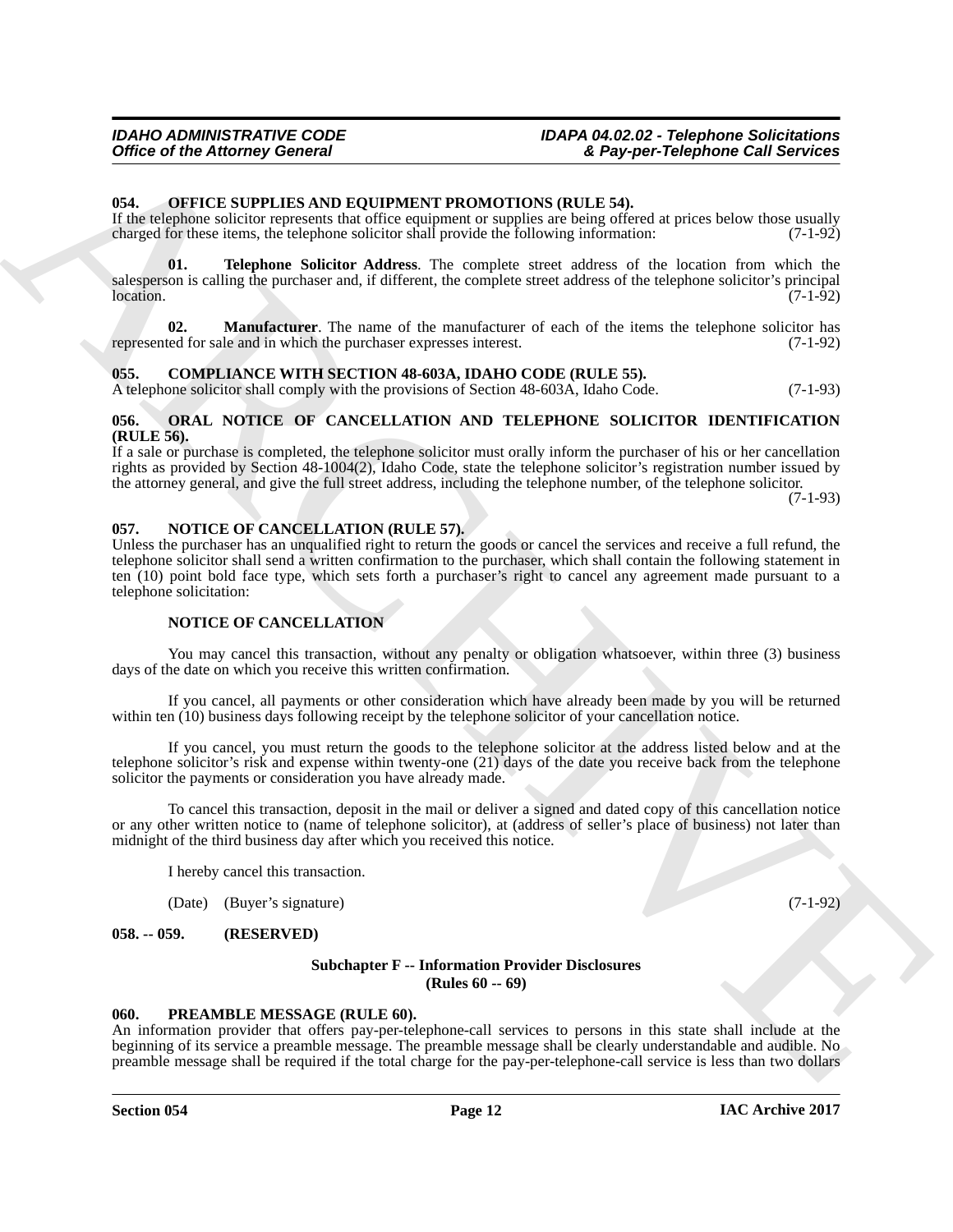### 054. OFFICE SUPPLIES AND EQUIPMENT PROMOTIONS (RULE 54).

If the telephone solicitor represents that office equipment or supplies are being offered at prices below those usually charged for these items, the telephone solicitor shall provide the following information: (7-1-92)

**01. Telephone Solicitor Address**. The complete street address of the location from which the salesperson is calling the purchaser and, if different, the complete street address of the telephone solicitor's principal location. (7-1-92)

**02. Manufacturer**. The name of the manufacturer of each of the items the telephone solicitor has represented for sale and in which the purchaser expresses interest. (7-1-92)

### 055. COMPLIANCE WITH SECTION 48-603A, IDAHO CODE (RULE 55).

A telephone solicitor shall comply with the provisions of Section 48-603A, Idaho Code. (7-1-93)

### 056. ORAL NOTICE OF CANCELLATION AND TELEPHONE SOLICITOR IDENTIFICATION (RULE 56).

If a sale or purchase is completed, the telephone solicitor must orally inform the purchaser of his or her cancellation rights as provided by Section 48-1004(2), Idaho Code, state the telephone solicitor's registration number issued by the attorney general, and give the full street address, including the telephone number, of the telephone solicitor. (7-1-93)

### 057. NOTICE OF CANCELLATION (RULE 57).

Unless the purchaser has an unqualified right to return the goods or cancel the services and receive a full refund, the telephone solicitor shall send a written confirmation to the purchaser, which shall contain the following statement in ten (10) point bold face type, which sets forth a purchaser's right to cancel any agreement made pursuant to a telephone solicitation:

**NOTICE OF CANCELLATION**

You may cancel this transaction, without any penalty or obligation whatsoever, within three (3) business days of the date on which you receive this written confirmation.

If you cancel, all payments or other consideration which have already been made by you will be returned within ten (10) business days following receipt by the telephone solicitor of your cancellation notice.

If you cancel, you must return the goods to the telephone solicitor at the address listed below and at the telephone solicitor's risk and expense within twenty-one (21) days of the date you receive back from the telephone solicitor the payments or consideration you have already made.

To cancel this transaction, deposit in the mail or deliver a signed and dated copy of this cancellation notice or any other written notice to (name of telephone solicitor), at (address of seller's place of business) not later than midnight of the third business day after which you received this notice.

I hereby cancel this transaction.

(Date) (Buyer's signature) (7-1-92)

### 058. -- 059. (RESERVED)

## Subchapter F -- Information Provider Disclosures (Rules 60 -- 69)

### 060. PREAMBLE MESSAGE (RULE 60).

An information provider that offers pay-per-telephone-call services to persons in this state shall include at the beginning of its service a preamble message. The preamble message shall be clearly understandable and audible. No preamble message shall be required if the total charge for the pay-per-telephone-call service is less than two dollars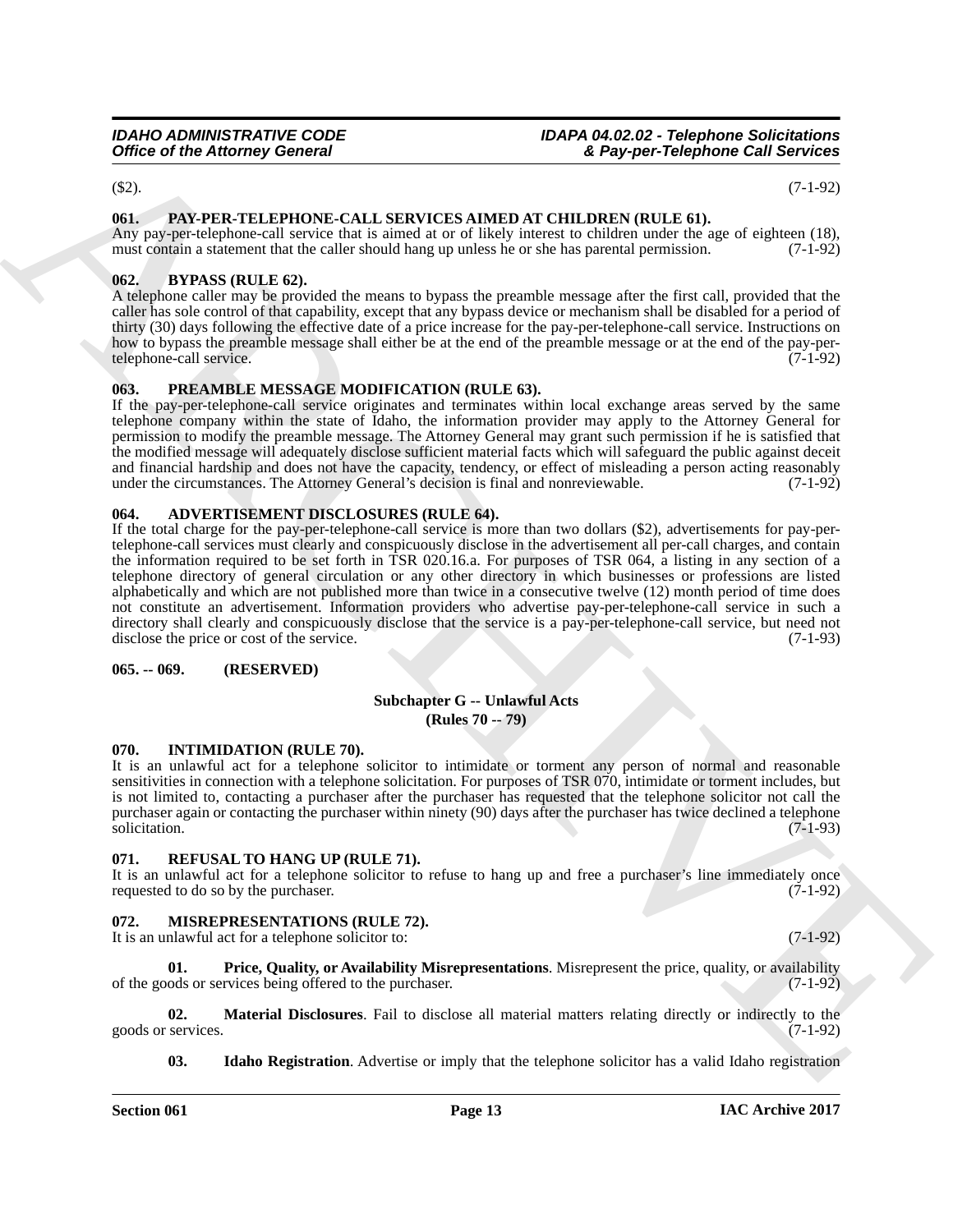($2). (7-1-92)

### 061. PAY-PER-TELEPHONE-CALL SERVICES AIMED AT CHILDREN (RULE 61).

Any pay-per-telephone-call service that is aimed at or of likely interest to children under the age of eighteen (18), must contain a statement that the caller should hang up unless he or she has parental permission. (7-1-92)

### 062. BYPASS (RULE 62).

A telephone caller may be provided the means to bypass the preamble message after the first call, provided that the caller has sole control of that capability, except that any bypass device or mechanism shall be disabled for a period of thirty (30) days following the effective date of a price increase for the pay-per-telephone-call service. Instructions on how to bypass the preamble message shall either be at the end of the preamble message or at the end of the pay-per-telephone-call service. (7-1-92)

### 063. PREAMBLE MESSAGE MODIFICATION (RULE 63).

If the pay-per-telephone-call service originates and terminates within local exchange areas served by the same telephone company within the state of Idaho, the information provider may apply to the Attorney General for permission to modify the preamble message. The Attorney General may grant such permission if he is satisfied that the modified message will adequately disclose sufficient material facts which will safeguard the public against deceit and financial hardship and does not have the capacity, tendency, or effect of misleading a person acting reasonably under the circumstances. The Attorney General's decision is final and nonreviewable. (7-1-92)

### 064. ADVERTISEMENT DISCLOSURES (RULE 64).

If the total charge for the pay-per-telephone-call service is more than two dollars ($2), advertisements for pay-per-telephone-call services must clearly and conspicuously disclose in the advertisement all per-call charges, and contain the information required to be set forth in TSR 020.16.a. For purposes of TSR 064, a listing in any section of a telephone directory of general circulation or any other directory in which businesses or professions are listed alphabetically and which are not published more than twice in a consecutive twelve (12) month period of time does not constitute an advertisement. Information providers who advertise pay-per-telephone-call service in such a directory shall clearly and conspicuously disclose that the service is a pay-per-telephone-call service, but need not disclose the price or cost of the service. (7-1-93)

### 065. -- 069. (RESERVED)

## Subchapter G -- Unlawful Acts (Rules 70 -- 79)

### 070. INTIMIDATION (RULE 70).

It is an unlawful act for a telephone solicitor to intimidate or torment any person of normal and reasonable sensitivities in connection with a telephone solicitation. For purposes of TSR 070, intimidate or torment includes, but is not limited to, contacting a purchaser after the purchaser has requested that the telephone solicitor not call the purchaser again or contacting the purchaser within ninety (90) days after the purchaser has twice declined a telephone solicitation. (7-1-93)

### 071. REFUSAL TO HANG UP (RULE 71).

It is an unlawful act for a telephone solicitor to refuse to hang up and free a purchaser's line immediately once requested to do so by the purchaser. (7-1-92)

### 072. MISREPRESENTATIONS (RULE 72).

It is an unlawful act for a telephone solicitor to: (7-1-92)

**01. Price, Quality, or Availability Misrepresentations**. Misrepresent the price, quality, or availability of the goods or services being offered to the purchaser. (7-1-92)

**02. Material Disclosures**. Fail to disclose all material matters relating directly or indirectly to the goods or services. (7-1-92)

**03. Idaho Registration**. Advertise or imply that the telephone solicitor has a valid Idaho registration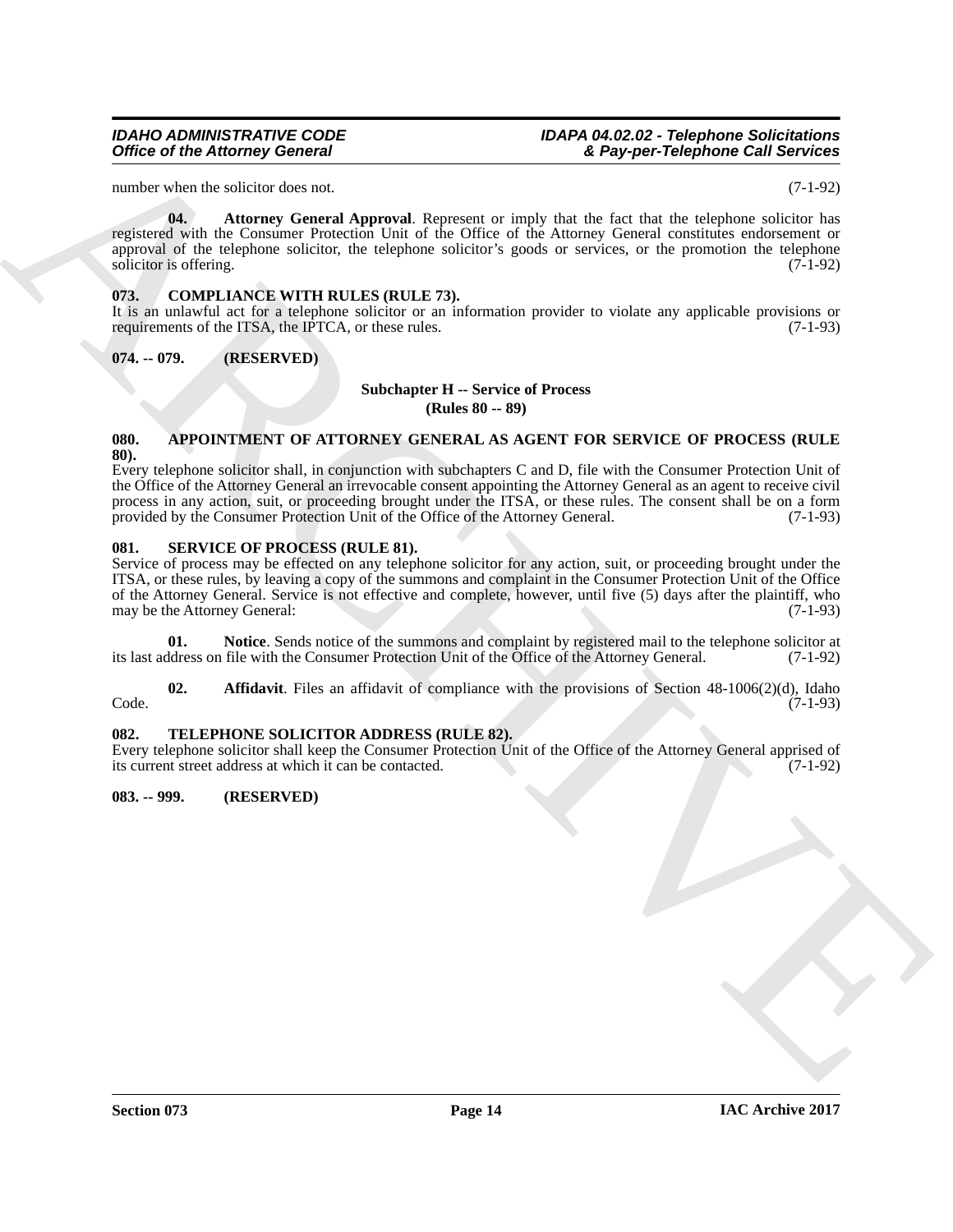number when the solicitor does not. (7-1-92)

**04. Attorney General Approval**. Represent or imply that the fact that the telephone solicitor has registered with the Consumer Protection Unit of the Office of the Attorney General constitutes endorsement or approval of the telephone solicitor, the telephone solicitor's goods or services, or the promotion the telephone solicitor is offering. (7-1-92)

### 073. COMPLIANCE WITH RULES (RULE 73).

It is an unlawful act for a telephone solicitor or an information provider to violate any applicable provisions or requirements of the ITSA, the IPTCA, or these rules. (7-1-93)

### 074. -- 079. (RESERVED)

## Subchapter H -- Service of Process (Rules 80 -- 89)

### 080. APPOINTMENT OF ATTORNEY GENERAL AS AGENT FOR SERVICE OF PROCESS (RULE 80).

Every telephone solicitor shall, in conjunction with subchapters C and D, file with the Consumer Protection Unit of the Office of the Attorney General an irrevocable consent appointing the Attorney General as an agent to receive civil process in any action, suit, or proceeding brought under the ITSA, or these rules. The consent shall be on a form provided by the Consumer Protection Unit of the Office of the Attorney General. (7-1-93)

### 081. SERVICE OF PROCESS (RULE 81).

Service of process may be effected on any telephone solicitor for any action, suit, or proceeding brought under the ITSA, or these rules, by leaving a copy of the summons and complaint in the Consumer Protection Unit of the Office of the Attorney General. Service is not effective and complete, however, until five (5) days after the plaintiff, who may be the Attorney General: (7-1-93)

**01. Notice**. Sends notice of the summons and complaint by registered mail to the telephone solicitor at its last address on file with the Consumer Protection Unit of the Office of the Attorney General. (7-1-92)

**02. Affidavit**. Files an affidavit of compliance with the provisions of Section 48-1006(2)(d), Idaho Code. (7-1-93)

### 082. TELEPHONE SOLICITOR ADDRESS (RULE 82).

Every telephone solicitor shall keep the Consumer Protection Unit of the Office of the Attorney General apprised of its current street address at which it can be contacted. (7-1-92)

### 083. -- 999. (RESERVED)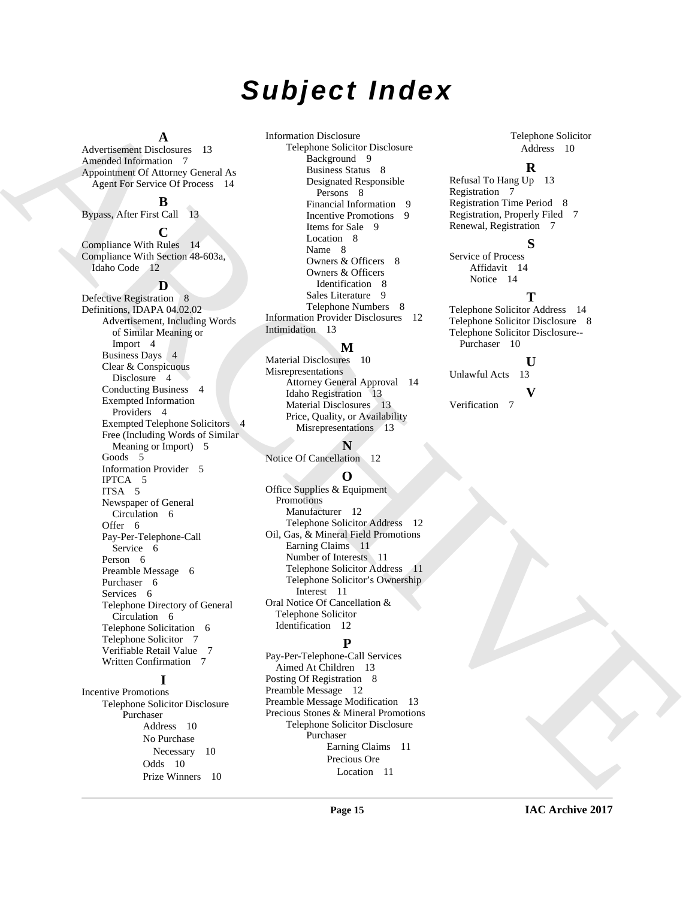# Subject Index

**A**

Advertisement Disclosures 13
Amended Information 7
Appointment Of Attorney General As Agent For Service Of Process 14

**B**

Bypass, After First Call 13

**C**

Compliance With Rules 14
Compliance With Section 48-603a, Idaho Code 12

**D**

Defective Registration 8
Definitions, IDAPA 04.02.02
- Advertisement, Including Words of Similar Meaning or Import 4
- Business Days 4
- Clear & Conspicuous Disclosure 4
- Conducting Business 4
- Exempted Information Providers 4
- Exempted Telephone Solicitors 4
- Free (Including Words of Similar Meaning or Import) 5
- Goods 5
- Information Provider 5
- IPTCA 5
- ITSA 5
- Newspaper of General Circulation 6
- Offer 6
- Pay-Per-Telephone-Call Service 6
- Person 6
- Preamble Message 6
- Purchaser 6
- Services 6
- Telephone Directory of General Circulation 6
- Telephone Solicitation 6
- Telephone Solicitor 7
- Verifiable Retail Value 7
- Written Confirmation 7

**I**

Incentive Promotions
- Telephone Solicitor Disclosure
  - Purchaser
    - Address 10
    - No Purchase Necessary 10
    - Odds 10
    - Prize Winners 10

Information Disclosure
- Telephone Solicitor Disclosure
  - Background 9
  - Business Status 8
  - Designated Responsible Persons 8
  - Financial Information 9
  - Incentive Promotions 9
  - Items for Sale 9
  - Location 8
  - Name 8
  - Owners & Officers 8
  - Owners & Officers Identification 8
  - Sales Literature 9
  - Telephone Numbers 8

Information Provider Disclosures 12
Intimidation 13

**M**

Material Disclosures 10
Misrepresentations
- Attorney General Approval 14
- Idaho Registration 13
- Material Disclosures 13
- Price, Quality, or Availability Misrepresentations 13

**N**

Notice Of Cancellation 12

**O**

Office Supplies & Equipment Promotions
- Manufacturer 12
- Telephone Solicitor Address 12

Oil, Gas, & Mineral Field Promotions
- Earning Claims 11
- Number of Interests 11
- Telephone Solicitor Address 11
- Telephone Solicitor's Ownership Interest 11

Oral Notice Of Cancellation & Telephone Solicitor Identification 12

**P**

Pay-Per-Telephone-Call Services Aimed At Children 13
Posting Of Registration 8
Preamble Message 12
Preamble Message Modification 13
Precious Stones & Mineral Promotions
- Telephone Solicitor Disclosure
  - Purchaser
    - Earning Claims 11
    - Precious Ore Location 11
  - Telephone Solicitor Address 10

**R**

Refusal To Hang Up 13
Registration 7
Registration Time Period 8
Registration, Properly Filed 7
Renewal, Registration 7

**S**

Service of Process
- Affidavit 14
- Notice 14

**T**

Telephone Solicitor Address 14
Telephone Solicitor Disclosure 8
Telephone Solicitor Disclosure--Purchaser 10

**U**

Unlawful Acts 13

**V**

Verification 7